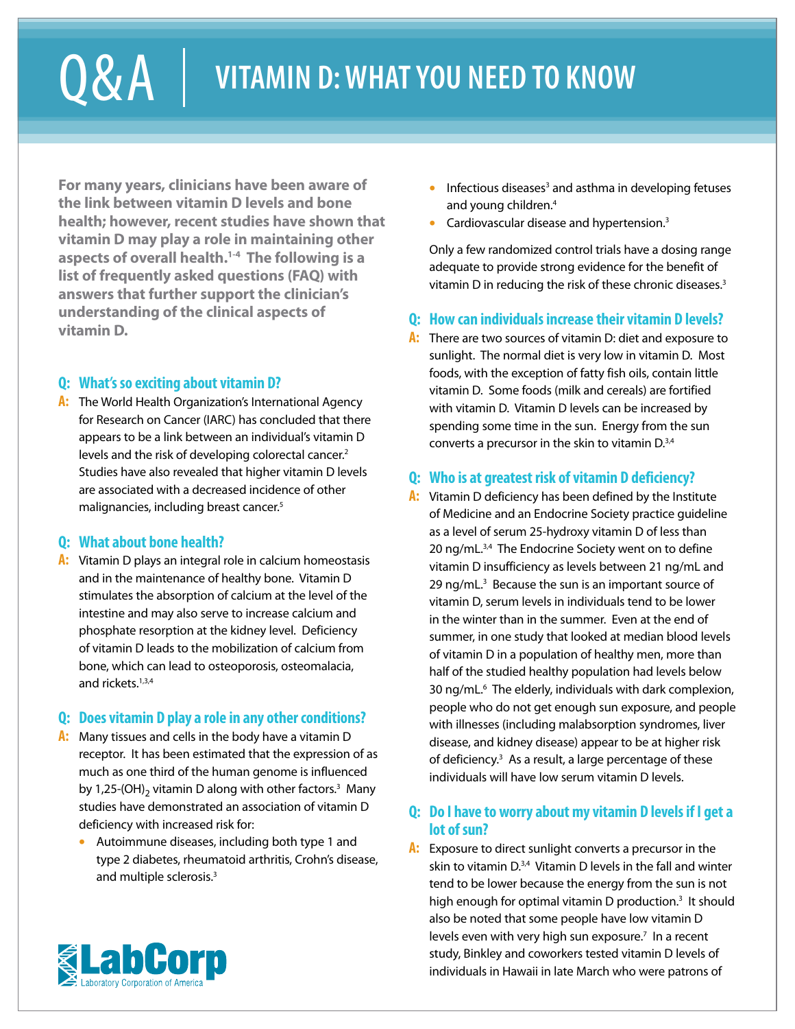# Q&A | VITAMIN D: WHAT YOU NEED TO KNOW

**For many years, clinicians have been aware of the link between vitamin D levels and bone health; however, recent studies have shown that vitamin D may play a role in maintaining other aspects of overall health.[1-4] The following is a list of frequently asked questions (FAQ) with answers that further support the clinician's understanding of the clinical aspects of vitamin D.**

### Q: What's so exciting about vitamin D?

**A:** The World Health Organization's International Agency for Research on Cancer (IARC) has concluded that there appears to be a link between an individual's vitamin D levels and the risk of developing colorectal cancer.[2] Studies have also revealed that higher vitamin D levels are associated with a decreased incidence of other malignancies, including breast cancer.[5]

### Q: What about bone health?

**A:** Vitamin D plays an integral role in calcium homeostasis and in the maintenance of healthy bone. Vitamin D stimulates the absorption of calcium at the level of the intestine and may also serve to increase calcium and phosphate resorption at the kidney level. Deficiency of vitamin D leads to the mobilization of calcium from bone, which can lead to osteoporosis, osteomalacia, and rickets.[1,3,4]

### Q: Does vitamin D play a role in any other conditions?

**A:** Many tissues and cells in the body have a vitamin D receptor. It has been estimated that the expression of as much as one third of the human genome is influenced by 1,25-$(OH)_2$ vitamin D along with other factors.[3] Many studies have demonstrated an association of vitamin D deficiency with increased risk for:

- Autoimmune diseases, including both type 1 and type 2 diabetes, rheumatoid arthritis, Crohn's disease, and multiple sclerosis.[3]
- Infectious diseases[3] and asthma in developing fetuses and young children.[4]
- Cardiovascular disease and hypertension.[3]

Only a few randomized control trials have a dosing range adequate to provide strong evidence for the benefit of vitamin D in reducing the risk of these chronic diseases.[3]

### Q: How can individuals increase their vitamin D levels?

**A:** There are two sources of vitamin D: diet and exposure to sunlight. The normal diet is very low in vitamin D. Most foods, with the exception of fatty fish oils, contain little vitamin D. Some foods (milk and cereals) are fortified with vitamin D. Vitamin D levels can be increased by spending some time in the sun. Energy from the sun converts a precursor in the skin to vitamin D.[3,4]

### Q: Who is at greatest risk of vitamin D deficiency?

**A:** Vitamin D deficiency has been defined by the Institute of Medicine and an Endocrine Society practice guideline as a level of serum 25-hydroxy vitamin D of less than 20 ng/mL.[3,4] The Endocrine Society went on to define vitamin D insufficiency as levels between 21 ng/mL and 29 ng/mL.[3] Because the sun is an important source of vitamin D, serum levels in individuals tend to be lower in the winter than in the summer. Even at the end of summer, in one study that looked at median blood levels of vitamin D in a population of healthy men, more than half of the studied healthy population had levels below 30 ng/mL.[6] The elderly, individuals with dark complexion, people who do not get enough sun exposure, and people with illnesses (including malabsorption syndromes, liver disease, and kidney disease) appear to be at higher risk of deficiency.[3] As a result, a large percentage of these individuals will have low serum vitamin D levels.

### Q: Do I have to worry about my vitamin D levels if I get a lot of sun?

**A:** Exposure to direct sunlight converts a precursor in the skin to vitamin D.[3,4] Vitamin D levels in the fall and winter tend to be lower because the energy from the sun is not high enough for optimal vitamin D production.[3] It should also be noted that some people have low vitamin D levels even with very high sun exposure.[7] In a recent study, Binkley and coworkers tested vitamin D levels of individuals in Hawaii in late March who were patrons of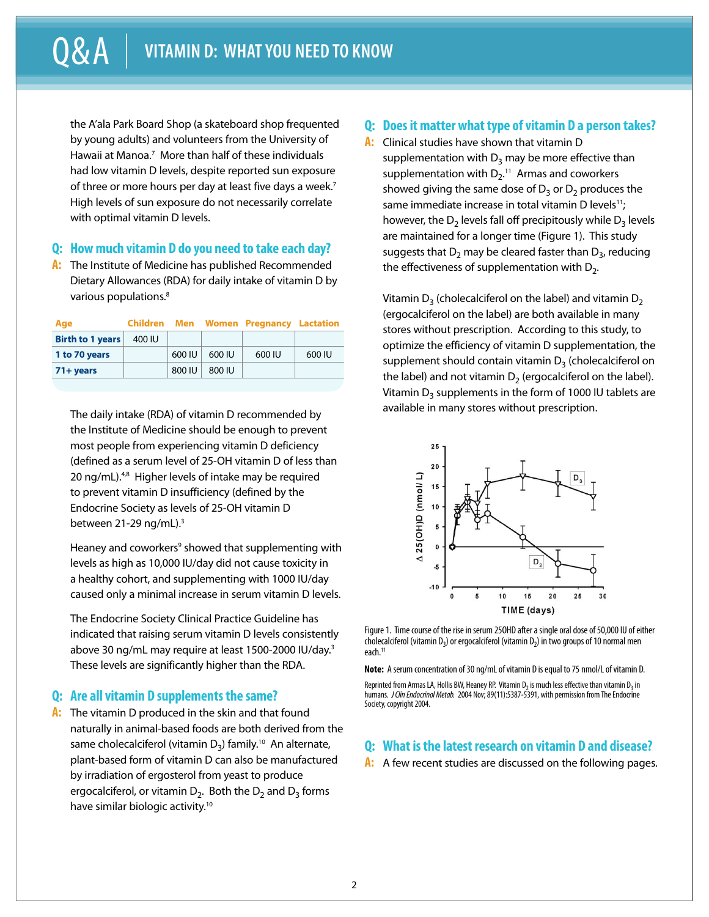the A'ala Park Board Shop (a skateboard shop frequented by young adults) and volunteers from the University of Hawaii at Manoa.[7] More than half of these individuals had low vitamin D levels, despite reported sun exposure of three or more hours per day at least five days a week.[7] High levels of sun exposure do not necessarily correlate with optimal vitamin D levels.

## Q: How much vitamin D do you need to take each day?

**A:** The Institute of Medicine has published Recommended Dietary Allowances (RDA) for daily intake of vitamin D by various populations.[8]

| Age | Children | Men | Women | Pregnancy | Lactation |
|---|---|---|---|---|---|
| **Birth to 1 years** | 400 IU | | | | |
| **1 to 70 years** | | 600 IU | 600 IU | 600 IU | 600 IU |
| **71+ years** | | 800 IU | 800 IU | | |

The daily intake (RDA) of vitamin D recommended by the Institute of Medicine should be enough to prevent most people from experiencing vitamin D deficiency (defined as a serum level of 25-OH vitamin D of less than 20 ng/mL).[4,8] Higher levels of intake may be required to prevent vitamin D insufficiency (defined by the Endocrine Society as levels of 25-OH vitamin D between 21-29 ng/mL).[3]

Heaney and coworkers[9] showed that supplementing with levels as high as 10,000 IU/day did not cause toxicity in a healthy cohort, and supplementing with 1000 IU/day caused only a minimal increase in serum vitamin D levels.

The Endocrine Society Clinical Practice Guideline has indicated that raising serum vitamin D levels consistently above 30 ng/mL may require at least 1500-2000 IU/day.[3] These levels are significantly higher than the RDA.

## Q: Are all vitamin D supplements the same?

**A:** The vitamin D produced in the skin and that found naturally in animal-based foods are both derived from the same cholecalciferol (vitamin $D_3$) family.[10] An alternate, plant-based form of vitamin D can also be manufactured by irradiation of ergosterol from yeast to produce ergocalciferol, or vitamin $D_2$. Both the $D_2$ and $D_3$ forms have similar biologic activity.[10]

## Q: Does it matter what type of vitamin D a person takes?

**A:** Clinical studies have shown that vitamin D supplementation with $D_3$ may be more effective than supplementation with $D_2$.[11] Armas and coworkers showed giving the same dose of $D_3$ or $D_2$ produces the same immediate increase in total vitamin D levels[11]; however, the $D_2$ levels fall off precipitously while $D_3$ levels are maintained for a longer time (Figure 1). This study suggests that $D_2$ may be cleared faster than $D_3$, reducing the effectiveness of supplementation with $D_2$.

Vitamin $D_3$ (cholecalciferol on the label) and vitamin $D_2$ (ergocalciferol on the label) are both available in many stores without prescription. According to this study, to optimize the efficiency of vitamin D supplementation, the supplement should contain vitamin $D_3$ (cholecalciferol on the label) and not vitamin $D_2$ (ergocalciferol on the label). Vitamin $D_3$ supplements in the form of 1000 IU tablets are available in many stores without prescription.

Figure 1. Time course of the rise in serum 25OHD after a single oral dose of 50,000 IU of either cholecalciferol (vitamin $D_3$) or ergocalciferol (vitamin $D_2$) in two groups of 10 normal men each.[11]

**Note:** A serum concentration of 30 ng/mL of vitamin D is equal to 75 nmol/L of vitamin D.

Reprinted from Armas LA, Hollis BW, Heaney RP. Vitamin $D_2$ is much less effective than vitamin $D_3$ in humans. *J Clin Endocrinol Metab.* 2004 Nov; 89(11):5387-5391, with permission from The Endocrine Society, copyright 2004.

## Q: What is the latest research on vitamin D and disease?

**A:** A few recent studies are discussed on the following pages.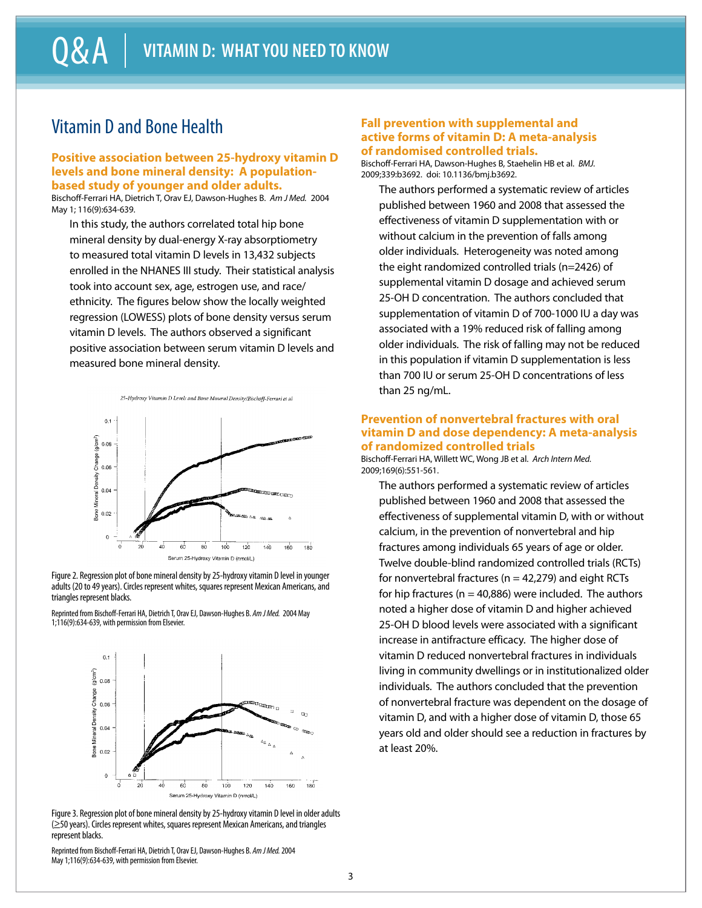# Vitamin D and Bone Health

### Positive association between 25-hydroxy vitamin D levels and bone mineral density: A population-based study of younger and older adults.

Bischoff-Ferrari HA, Dietrich T, Orav EJ, Dawson-Hughes B. *Am J Med.* 2004 May 1; 116(9):634-639.

In this study, the authors correlated total hip bone mineral density by dual-energy X-ray absorptiometry to measured total vitamin D levels in 13,432 subjects enrolled in the NHANES III study. Their statistical analysis took into account sex, age, estrogen use, and race/ethnicity. The figures below show the locally weighted regression (LOWESS) plots of bone density versus serum vitamin D levels. The authors observed a significant positive association between serum vitamin D levels and measured bone mineral density.

Figure 2. Regression plot of bone mineral density by 25-hydroxy vitamin D level in younger adults (20 to 49 years). Circles represent whites, squares represent Mexican Americans, and triangles represent blacks.

Reprinted from Bischoff-Ferrari HA, Dietrich T, Orav EJ, Dawson-Hughes B. *Am J Med.* 2004 May 1;116(9):634-639, with permission from Elsevier.

Figure 3. Regression plot of bone mineral density by 25-hydroxy vitamin D level in older adults (≥50 years). Circles represent whites, squares represent Mexican Americans, and triangles represent blacks.

Reprinted from Bischoff-Ferrari HA, Dietrich T, Orav EJ, Dawson-Hughes B. *Am J Med.* 2004 May 1;116(9):634-639, with permission from Elsevier.

### Fall prevention with supplemental and active forms of vitamin D: A meta-analysis of randomised controlled trials.

Bischoff-Ferrari HA, Dawson-Hughes B, Staehelin HB et al. *BMJ.* 2009;339:b3692. doi: 10.1136/bmj.b3692.

The authors performed a systematic review of articles published between 1960 and 2008 that assessed the effectiveness of vitamin D supplementation with or without calcium in the prevention of falls among older individuals. Heterogeneity was noted among the eight randomized controlled trials (n=2426) of supplemental vitamin D dosage and achieved serum 25-OH D concentration. The authors concluded that supplementation of vitamin D of 700-1000 IU a day was associated with a 19% reduced risk of falling among older individuals. The risk of falling may not be reduced in this population if vitamin D supplementation is less than 700 IU or serum 25-OH D concentrations of less than 25 ng/mL.

### Prevention of nonvertebral fractures with oral vitamin D and dose dependency: A meta-analysis of randomized controlled trials

Bischoff-Ferrari HA, Willett WC, Wong JB et al. *Arch Intern Med.* 2009;169(6):551-561.

The authors performed a systematic review of articles published between 1960 and 2008 that assessed the effectiveness of supplemental vitamin D, with or without calcium, in the prevention of nonvertebral and hip fractures among individuals 65 years of age or older. Twelve double-blind randomized controlled trials (RCTs) for nonvertebral fractures (n = 42,279) and eight RCTs for hip fractures (n = 40,886) were included. The authors noted a higher dose of vitamin D and higher achieved 25-OH D blood levels were associated with a significant increase in antifracture efficacy. The higher dose of vitamin D reduced nonvertebral fractures in individuals living in community dwellings or in institutionalized older individuals. The authors concluded that the prevention of nonvertebral fracture was dependent on the dosage of vitamin D, and with a higher dose of vitamin D, those 65 years old and older should see a reduction in fractures by at least 20%.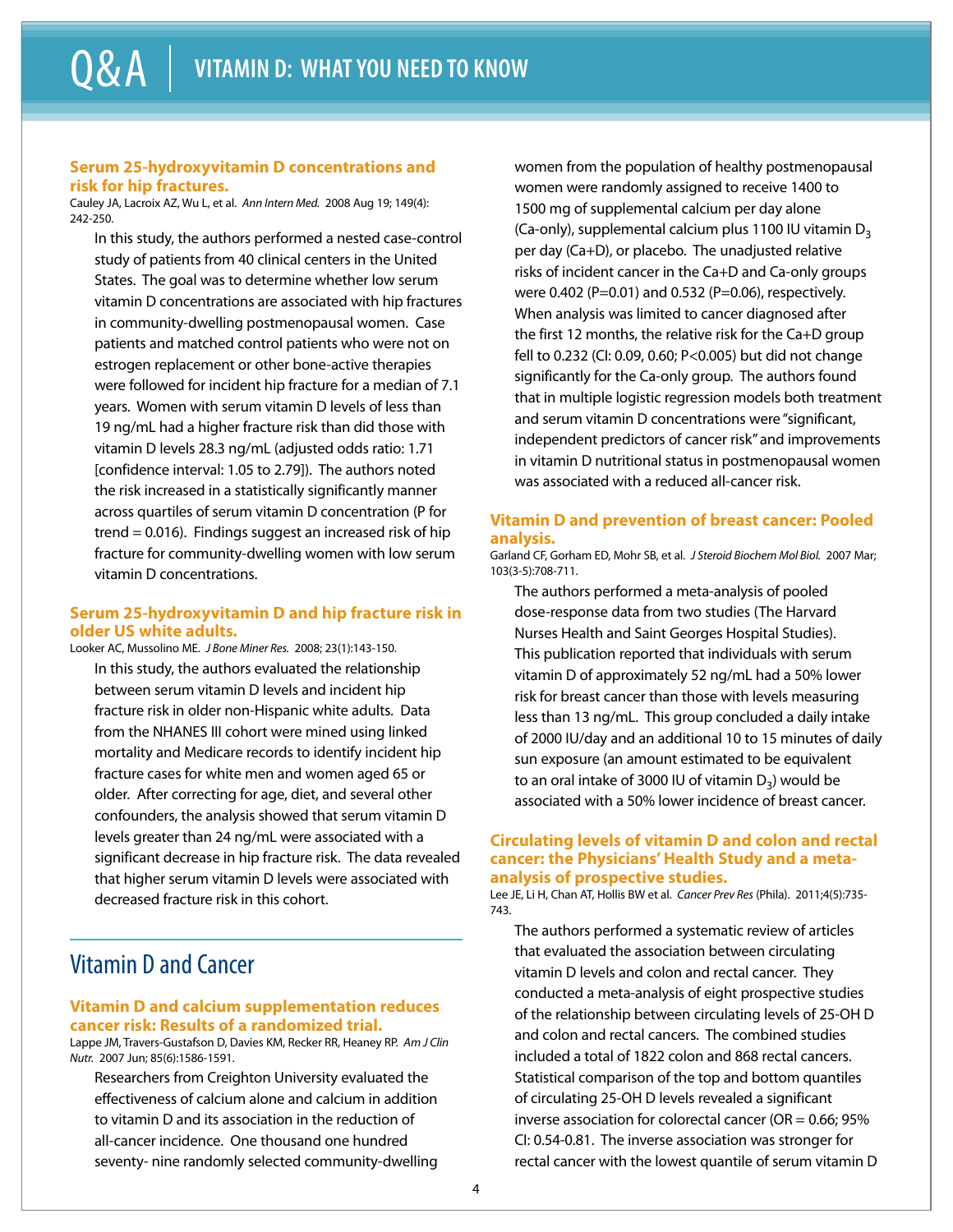### Serum 25-hydroxyvitamin D concentrations and risk for hip fractures.

Cauley JA, Lacroix AZ, Wu L, et al. *Ann Intern Med.* 2008 Aug 19; 149(4): 242-250.

In this study, the authors performed a nested case-control study of patients from 40 clinical centers in the United States. The goal was to determine whether low serum vitamin D concentrations are associated with hip fractures in community-dwelling postmenopausal women. Case patients and matched control patients who were not on estrogen replacement or other bone-active therapies were followed for incident hip fracture for a median of 7.1 years. Women with serum vitamin D levels of less than 19 ng/mL had a higher fracture risk than did those with vitamin D levels 28.3 ng/mL (adjusted odds ratio: 1.71 [confidence interval: 1.05 to 2.79]). The authors noted the risk increased in a statistically significantly manner across quartiles of serum vitamin D concentration (P for trend = 0.016). Findings suggest an increased risk of hip fracture for community-dwelling women with low serum vitamin D concentrations.

### Serum 25-hydroxyvitamin D and hip fracture risk in older US white adults.

Looker AC, Mussolino ME. *J Bone Miner Res.* 2008; 23(1):143-150.

In this study, the authors evaluated the relationship between serum vitamin D levels and incident hip fracture risk in older non-Hispanic white adults. Data from the NHANES III cohort were mined using linked mortality and Medicare records to identify incident hip fracture cases for white men and women aged 65 or older. After correcting for age, diet, and several other confounders, the analysis showed that serum vitamin D levels greater than 24 ng/mL were associated with a significant decrease in hip fracture risk. The data revealed that higher serum vitamin D levels were associated with decreased fracture risk in this cohort.

## Vitamin D and Cancer

### Vitamin D and calcium supplementation reduces cancer risk: Results of a randomized trial.

Lappe JM, Travers-Gustafson D, Davies KM, Recker RR, Heaney RP. *Am J Clin Nutr.* 2007 Jun; 85(6):1586-1591.

Researchers from Creighton University evaluated the effectiveness of calcium alone and calcium in addition to vitamin D and its association in the reduction of all-cancer incidence. One thousand one hundred seventy- nine randomly selected community-dwelling women from the population of healthy postmenopausal women were randomly assigned to receive 1400 to 1500 mg of supplemental calcium per day alone (Ca-only), supplemental calcium plus 1100 IU vitamin $D_3$ per day (Ca+D), or placebo. The unadjusted relative risks of incident cancer in the Ca+D and Ca-only groups were 0.402 (P=0.01) and 0.532 (P=0.06), respectively. When analysis was limited to cancer diagnosed after the first 12 months, the relative risk for the Ca+D group fell to 0.232 (CI: 0.09, 0.60; P<0.005) but did not change significantly for the Ca-only group. The authors found that in multiple logistic regression models both treatment and serum vitamin D concentrations were "significant, independent predictors of cancer risk" and improvements in vitamin D nutritional status in postmenopausal women was associated with a reduced all-cancer risk.

### Vitamin D and prevention of breast cancer: Pooled analysis.

Garland CF, Gorham ED, Mohr SB, et al. *J Steroid Biochem Mol Biol.* 2007 Mar; 103(3-5):708-711.

The authors performed a meta-analysis of pooled dose-response data from two studies (The Harvard Nurses Health and Saint Georges Hospital Studies). This publication reported that individuals with serum vitamin D of approximately 52 ng/mL had a 50% lower risk for breast cancer than those with levels measuring less than 13 ng/mL. This group concluded a daily intake of 2000 IU/day and an additional 10 to 15 minutes of daily sun exposure (an amount estimated to be equivalent to an oral intake of 3000 IU of vitamin $D_3$) would be associated with a 50% lower incidence of breast cancer.

### Circulating levels of vitamin D and colon and rectal cancer: the Physicians' Health Study and a meta-analysis of prospective studies.

Lee JE, Li H, Chan AT, Hollis BW et al. *Cancer Prev Res* (Phila). 2011;4(5):735-743.

The authors performed a systematic review of articles that evaluated the association between circulating vitamin D levels and colon and rectal cancer. They conducted a meta-analysis of eight prospective studies of the relationship between circulating levels of 25-OH D and colon and rectal cancers. The combined studies included a total of 1822 colon and 868 rectal cancers. Statistical comparison of the top and bottom quantiles of circulating 25-OH D levels revealed a significant inverse association for colorectal cancer (OR = 0.66; 95% CI: 0.54-0.81. The inverse association was stronger for rectal cancer with the lowest quantile of serum vitamin D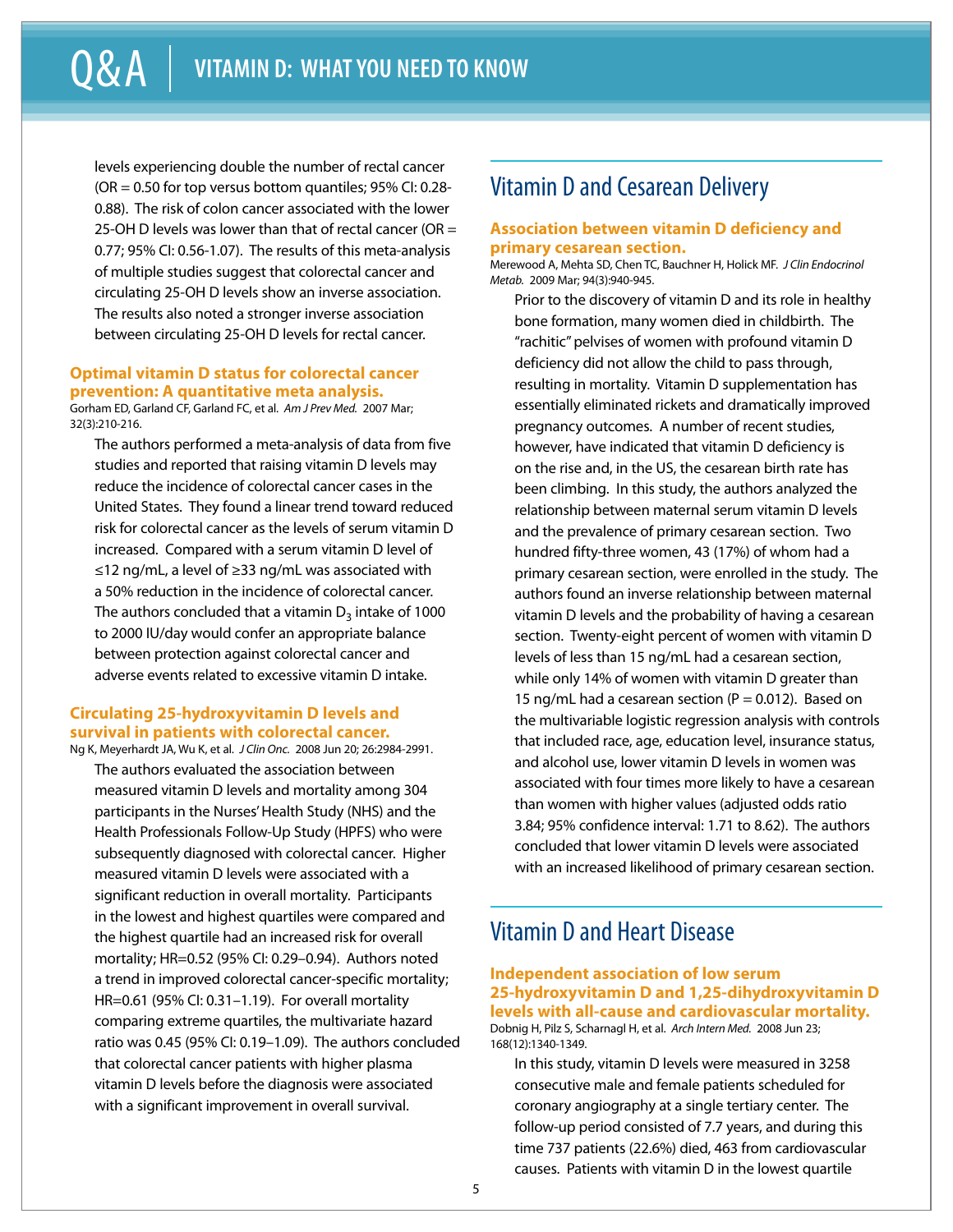levels experiencing double the number of rectal cancer (OR = 0.50 for top versus bottom quantiles; 95% CI: 0.28-0.88). The risk of colon cancer associated with the lower 25-OH D levels was lower than that of rectal cancer (OR = 0.77; 95% CI: 0.56-1.07). The results of this meta-analysis of multiple studies suggest that colorectal cancer and circulating 25-OH D levels show an inverse association. The results also noted a stronger inverse association between circulating 25-OH D levels for rectal cancer.

### Optimal vitamin D status for colorectal cancer prevention: A quantitative meta analysis.

Gorham ED, Garland CF, Garland FC, et al. *Am J Prev Med.* 2007 Mar; 32(3):210-216.

The authors performed a meta-analysis of data from five studies and reported that raising vitamin D levels may reduce the incidence of colorectal cancer cases in the United States. They found a linear trend toward reduced risk for colorectal cancer as the levels of serum vitamin D increased. Compared with a serum vitamin D level of ≤12 ng/mL, a level of ≥33 ng/mL was associated with a 50% reduction in the incidence of colorectal cancer. The authors concluded that a vitamin $D_3$ intake of 1000 to 2000 IU/day would confer an appropriate balance between protection against colorectal cancer and adverse events related to excessive vitamin D intake.

### Circulating 25-hydroxyvitamin D levels and survival in patients with colorectal cancer.

Ng K, Meyerhardt JA, Wu K, et al. *J Clin Onc.* 2008 Jun 20; 26:2984-2991.

The authors evaluated the association between measured vitamin D levels and mortality among 304 participants in the Nurses' Health Study (NHS) and the Health Professionals Follow-Up Study (HPFS) who were subsequently diagnosed with colorectal cancer. Higher measured vitamin D levels were associated with a significant reduction in overall mortality. Participants in the lowest and highest quartiles were compared and the highest quartile had an increased risk for overall mortality; HR=0.52 (95% CI: 0.29–0.94). Authors noted a trend in improved colorectal cancer-specific mortality; HR=0.61 (95% CI: 0.31–1.19). For overall mortality comparing extreme quartiles, the multivariate hazard ratio was 0.45 (95% CI: 0.19–1.09). The authors concluded that colorectal cancer patients with higher plasma vitamin D levels before the diagnosis were associated with a significant improvement in overall survival.

## Vitamin D and Cesarean Delivery

### Association between vitamin D deficiency and primary cesarean section.

Merewood A, Mehta SD, Chen TC, Bauchner H, Holick MF. *J Clin Endocrinol Metab.* 2009 Mar; 94(3):940-945.

Prior to the discovery of vitamin D and its role in healthy bone formation, many women died in childbirth. The "rachitic" pelvises of women with profound vitamin D deficiency did not allow the child to pass through, resulting in mortality. Vitamin D supplementation has essentially eliminated rickets and dramatically improved pregnancy outcomes. A number of recent studies, however, have indicated that vitamin D deficiency is on the rise and, in the US, the cesarean birth rate has been climbing. In this study, the authors analyzed the relationship between maternal serum vitamin D levels and the prevalence of primary cesarean section. Two hundred fifty-three women, 43 (17%) of whom had a primary cesarean section, were enrolled in the study. The authors found an inverse relationship between maternal vitamin D levels and the probability of having a cesarean section. Twenty-eight percent of women with vitamin D levels of less than 15 ng/mL had a cesarean section, while only 14% of women with vitamin D greater than 15 ng/mL had a cesarean section (P = 0.012). Based on the multivariable logistic regression analysis with controls that included race, age, education level, insurance status, and alcohol use, lower vitamin D levels in women was associated with four times more likely to have a cesarean than women with higher values (adjusted odds ratio 3.84; 95% confidence interval: 1.71 to 8.62). The authors concluded that lower vitamin D levels were associated with an increased likelihood of primary cesarean section.

## Vitamin D and Heart Disease

### Independent association of low serum 25-hydroxyvitamin D and 1,25-dihydroxyvitamin D levels with all-cause and cardiovascular mortality.

Dobnig H, Pilz S, Scharnagl H, et al. *Arch Intern Med.* 2008 Jun 23; 168(12):1340-1349.

In this study, vitamin D levels were measured in 3258 consecutive male and female patients scheduled for coronary angiography at a single tertiary center. The follow-up period consisted of 7.7 years, and during this time 737 patients (22.6%) died, 463 from cardiovascular causes. Patients with vitamin D in the lowest quartile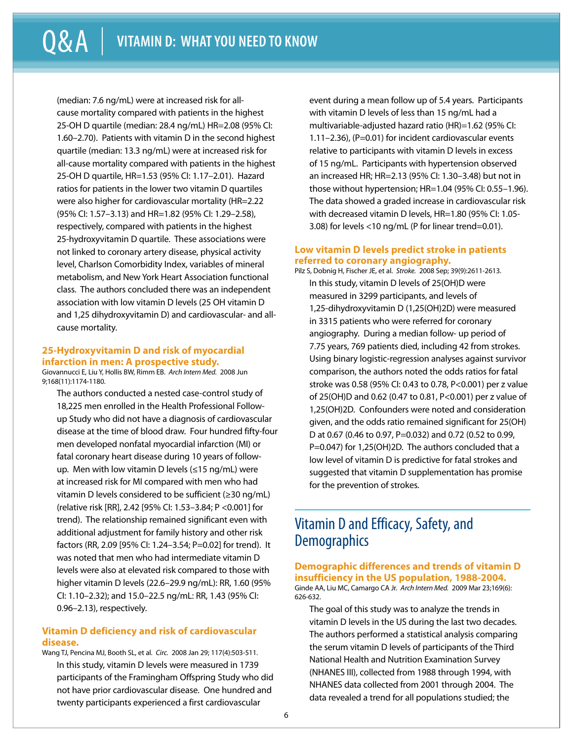(median: 7.6 ng/mL) were at increased risk for all-cause mortality compared with patients in the highest 25-OH D quartile (median: 28.4 ng/mL) HR=2.08 (95% CI: 1.60–2.70). Patients with vitamin D in the second highest quartile (median: 13.3 ng/mL) were at increased risk for all-cause mortality compared with patients in the highest 25-OH D quartile, HR=1.53 (95% CI: 1.17–2.01). Hazard ratios for patients in the lower two vitamin D quartiles were also higher for cardiovascular mortality (HR=2.22 (95% CI: 1.57–3.13) and HR=1.82 (95% CI: 1.29–2.58), respectively, compared with patients in the highest 25-hydroxyvitamin D quartile. These associations were not linked to coronary artery disease, physical activity level, Charlson Comorbidity Index, variables of mineral metabolism, and New York Heart Association functional class. The authors concluded there was an independent association with low vitamin D levels (25 OH vitamin D and 1,25 dihydroxyvitamin D) and cardiovascular- and all-cause mortality.

### 25-Hydroxyvitamin D and risk of myocardial infarction in men: A prospective study.

Giovannucci E, Liu Y, Hollis BW, Rimm EB. *Arch Intern Med.* 2008 Jun 9;168(11):1174-1180.

The authors conducted a nested case-control study of 18,225 men enrolled in the Health Professional Follow-up Study who did not have a diagnosis of cardiovascular disease at the time of blood draw. Four hundred fifty-four men developed nonfatal myocardial infarction (MI) or fatal coronary heart disease during 10 years of follow-up. Men with low vitamin D levels (≤15 ng/mL) were at increased risk for MI compared with men who had vitamin D levels considered to be sufficient (≥30 ng/mL) (relative risk [RR], 2.42 [95% CI: 1.53–3.84; P <0.001] for trend). The relationship remained significant even with additional adjustment for family history and other risk factors (RR, 2.09 [95% CI: 1.24–3.54; P=0.02] for trend). It was noted that men who had intermediate vitamin D levels were also at elevated risk compared to those with higher vitamin D levels (22.6–29.9 ng/mL): RR, 1.60 (95% CI: 1.10–2.32); and 15.0–22.5 ng/mL: RR, 1.43 (95% CI: 0.96–2.13), respectively.

### Vitamin D deficiency and risk of cardiovascular disease.

Wang TJ, Pencina MJ, Booth SL, et al. *Circ.* 2008 Jan 29; 117(4):503-511.

In this study, vitamin D levels were measured in 1739 participants of the Framingham Offspring Study who did not have prior cardiovascular disease. One hundred and twenty participants experienced a first cardiovascular event during a mean follow up of 5.4 years. Participants with vitamin D levels of less than 15 ng/mL had a multivariable-adjusted hazard ratio (HR)=1.62 (95% CI: 1.11–2.36), (P=0.01) for incident cardiovascular events relative to participants with vitamin D levels in excess of 15 ng/mL. Participants with hypertension observed an increased HR; HR=2.13 (95% CI: 1.30–3.48) but not in those without hypertension; HR=1.04 (95% CI: 0.55–1.96). The data showed a graded increase in cardiovascular risk with decreased vitamin D levels, HR=1.80 (95% CI: 1.05-3.08) for levels <10 ng/mL (P for linear trend=0.01).

### Low vitamin D levels predict stroke in patients referred to coronary angiography.

Pilz S, Dobnig H, Fischer JE, et al. *Stroke.* 2008 Sep; 39(9):2611-2613.

In this study, vitamin D levels of 25(OH)D were measured in 3299 participants, and levels of 1,25-dihydroxyvitamin D (1,25(OH)2D) were measured in 3315 patients who were referred for coronary angiography. During a median follow- up period of 7.75 years, 769 patients died, including 42 from strokes. Using binary logistic-regression analyses against survivor comparison, the authors noted the odds ratios for fatal stroke was 0.58 (95% CI: 0.43 to 0.78, P<0.001) per z value of 25(OH)D and 0.62 (0.47 to 0.81, P<0.001) per z value of 1,25(OH)2D. Confounders were noted and consideration given, and the odds ratio remained significant for 25(OH)D at 0.67 (0.46 to 0.97, P=0.032) and 0.72 (0.52 to 0.99, P=0.047) for 1,25(OH)2D. The authors concluded that a low level of vitamin D is predictive for fatal strokes and suggested that vitamin D supplementation has promise for the prevention of strokes.

## Vitamin D and Efficacy, Safety, and Demographics

### Demographic differences and trends of vitamin D insufficiency in the US population, 1988-2004.

Ginde AA, Liu MC, Camargo CA Jr. *Arch Intern Med.* 2009 Mar 23;169(6): 626-632.

The goal of this study was to analyze the trends in vitamin D levels in the US during the last two decades. The authors performed a statistical analysis comparing the serum vitamin D levels of participants of the Third National Health and Nutrition Examination Survey (NHANES III), collected from 1988 through 1994, with NHANES data collected from 2001 through 2004. The data revealed a trend for all populations studied; the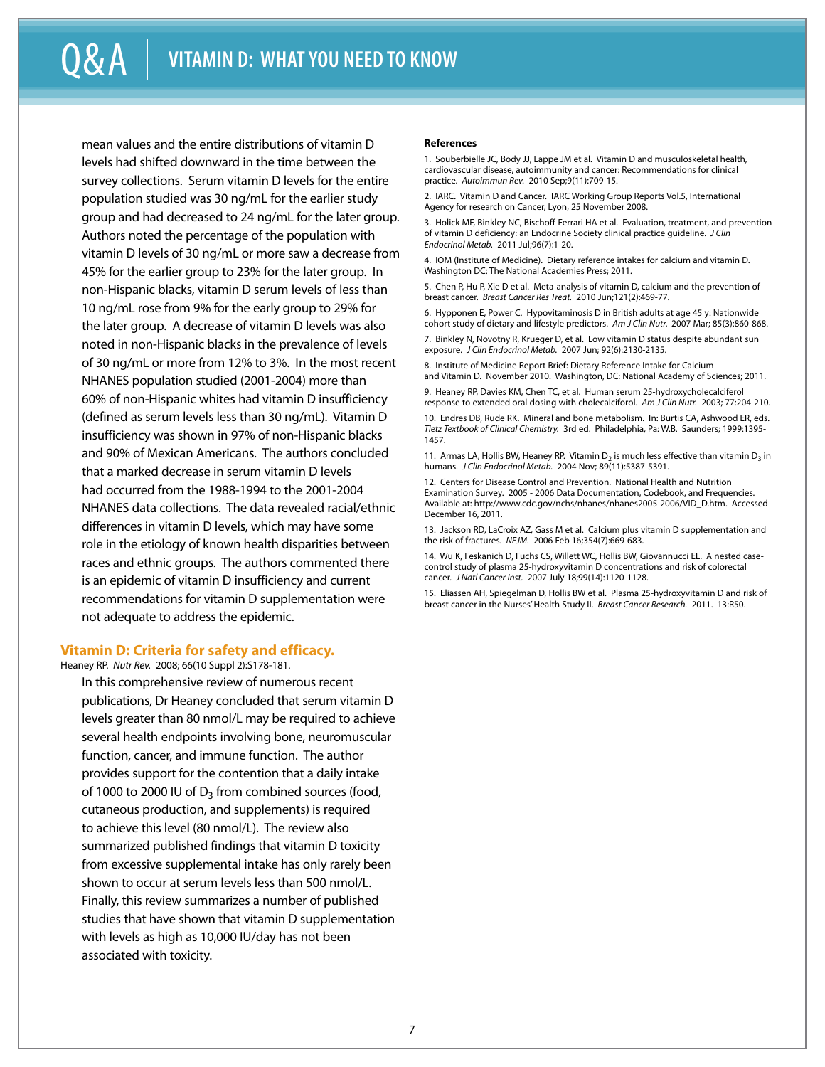mean values and the entire distributions of vitamin D levels had shifted downward in the time between the survey collections. Serum vitamin D levels for the entire population studied was 30 ng/mL for the earlier study group and had decreased to 24 ng/mL for the later group. Authors noted the percentage of the population with vitamin D levels of 30 ng/mL or more saw a decrease from 45% for the earlier group to 23% for the later group. In non-Hispanic blacks, vitamin D serum levels of less than 10 ng/mL rose from 9% for the early group to 29% for the later group. A decrease of vitamin D levels was also noted in non-Hispanic blacks in the prevalence of levels of 30 ng/mL or more from 12% to 3%. In the most recent NHANES population studied (2001-2004) more than 60% of non-Hispanic whites had vitamin D insufficiency (defined as serum levels less than 30 ng/mL). Vitamin D insufficiency was shown in 97% of non-Hispanic blacks and 90% of Mexican Americans. The authors concluded that a marked decrease in serum vitamin D levels had occurred from the 1988-1994 to the 2001-2004 NHANES data collections. The data revealed racial/ethnic differences in vitamin D levels, which may have some role in the etiology of known health disparities between races and ethnic groups. The authors commented there is an epidemic of vitamin D insufficiency and current recommendations for vitamin D supplementation were not adequate to address the epidemic.

### Vitamin D: Criteria for safety and efficacy.

Heaney RP. *Nutr Rev.* 2008; 66(10 Suppl 2):S178-181.

In this comprehensive review of numerous recent publications, Dr Heaney concluded that serum vitamin D levels greater than 80 nmol/L may be required to achieve several health endpoints involving bone, neuromuscular function, cancer, and immune function. The author provides support for the contention that a daily intake of 1000 to 2000 IU of $D_3$ from combined sources (food, cutaneous production, and supplements) is required to achieve this level (80 nmol/L). The review also summarized published findings that vitamin D toxicity from excessive supplemental intake has only rarely been shown to occur at serum levels less than 500 nmol/L. Finally, this review summarizes a number of published studies that have shown that vitamin D supplementation with levels as high as 10,000 IU/day has not been associated with toxicity.

#### References

1. Souberbielle JC, Body JJ, Lappe JM et al. Vitamin D and musculoskeletal health, cardiovascular disease, autoimmunity and cancer: Recommendations for clinical practice. *Autoimmun Rev.* 2010 Sep;9(11):709-15.
2. IARC. Vitamin D and Cancer. IARC Working Group Reports Vol.5, International Agency for research on Cancer, Lyon, 25 November 2008.
3. Holick MF, Binkley NC, Bischoff-Ferrari HA et al. Evaluation, treatment, and prevention of vitamin D deficiency: an Endocrine Society clinical practice guideline. *J Clin Endocrinol Metab.* 2011 Jul;96(7):1-20.
4. IOM (Institute of Medicine). Dietary reference intakes for calcium and vitamin D. Washington DC: The National Academies Press; 2011.
5. Chen P, Hu P, Xie D et al. Meta-analysis of vitamin D, calcium and the prevention of breast cancer. *Breast Cancer Res Treat.* 2010 Jun;121(2):469-77.
6. Hypponen E, Power C. Hypovitaminosis D in British adults at age 45 y: Nationwide cohort study of dietary and lifestyle predictors. *Am J Clin Nutr.* 2007 Mar; 85(3):860-868.
7. Binkley N, Novotny R, Krueger D, et al. Low vitamin D status despite abundant sun exposure. *J Clin Endocrinol Metab.* 2007 Jun; 92(6):2130-2135.
8. Institute of Medicine Report Brief: Dietary Reference Intake for Calcium and Vitamin D. November 2010. Washington, DC: National Academy of Sciences; 2011.
9. Heaney RP, Davies KM, Chen TC, et al. Human serum 25-hydroxycholecalciferol response to extended oral dosing with cholecalciforol. *Am J Clin Nutr.* 2003; 77:204-210.
10. Endres DB, Rude RK. Mineral and bone metabolism. In: Burtis CA, Ashwood ER, eds. *Tietz Textbook of Clinical Chemistry.* 3rd ed. Philadelphia, Pa: W.B. Saunders; 1999:1395-1457.
11. Armas LA, Hollis BW, Heaney RP. Vitamin $D_2$ is much less effective than vitamin $D_3$ in humans. *J Clin Endocrinol Metab.* 2004 Nov; 89(11):5387-5391.
12. Centers for Disease Control and Prevention. National Health and Nutrition Examination Survey. 2005 - 2006 Data Documentation, Codebook, and Frequencies. Available at: http://www.cdc.gov/nchs/nhanes/nhanes2005-2006/VID_D.htm. Accessed December 16, 2011.
13. Jackson RD, LaCroix AZ, Gass M et al. Calcium plus vitamin D supplementation and the risk of fractures. *NEJM.* 2006 Feb 16;354(7):669-683.
14. Wu K, Feskanich D, Fuchs CS, Willett WC, Hollis BW, Giovannucci EL. A nested case-control study of plasma 25-hydroxyvitamin D concentrations and risk of colorectal cancer. *J Natl Cancer Inst.* 2007 July 18;99(14):1120-1128.
15. Eliassen AH, Spiegelman D, Hollis BW et al. Plasma 25-hydroxyvitamin D and risk of breast cancer in the Nurses' Health Study II. *Breast Cancer Research.* 2011. 13:R50.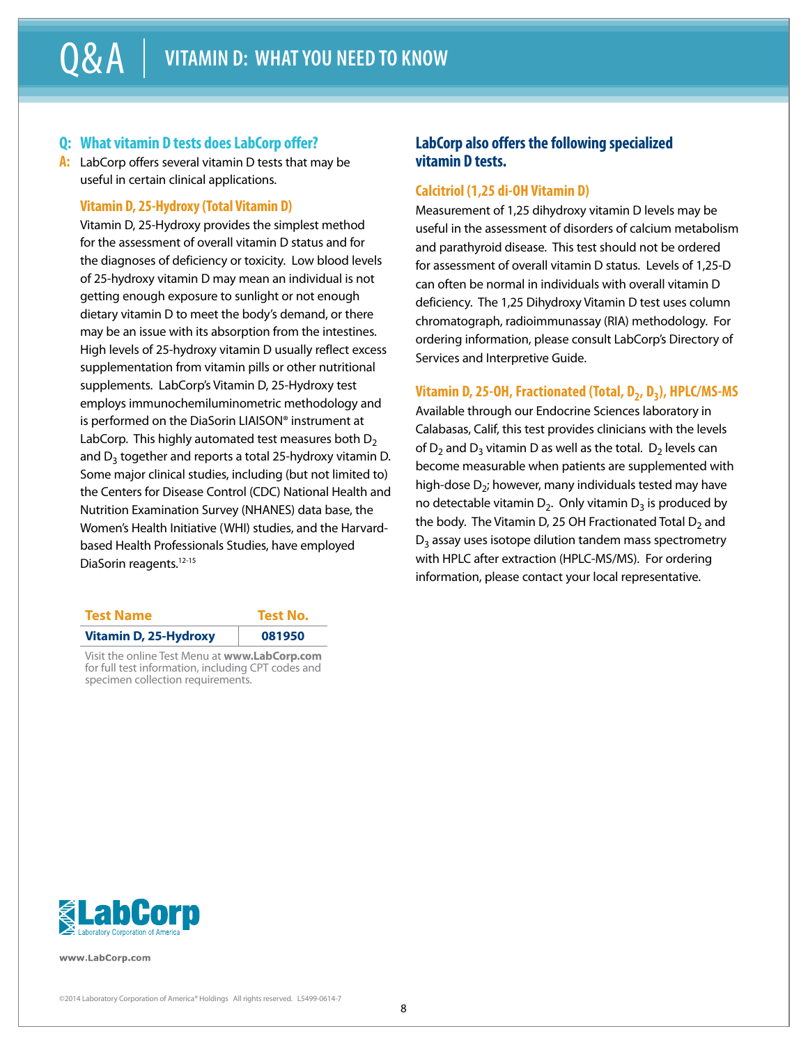# Q&A | VITAMIN D: WHAT YOU NEED TO KNOW

**Q: What vitamin D tests does LabCorp offer?**

**A:** LabCorp offers several vitamin D tests that may be useful in certain clinical applications.

### Vitamin D, 25-Hydroxy (Total Vitamin D)

Vitamin D, 25-Hydroxy provides the simplest method for the assessment of overall vitamin D status and for the diagnoses of deficiency or toxicity. Low blood levels of 25-hydroxy vitamin D may mean an individual is not getting enough exposure to sunlight or not enough dietary vitamin D to meet the body's demand, or there may be an issue with its absorption from the intestines. High levels of 25-hydroxy vitamin D usually reflect excess supplementation from vitamin pills or other nutritional supplements. LabCorp's Vitamin D, 25-Hydroxy test employs immunochemiluminometric methodology and is performed on the DiaSorin LIAISON® instrument at LabCorp. This highly automated test measures both $D_2$ and $D_3$ together and reports a total 25-hydroxy vitamin D. Some major clinical studies, including (but not limited to) the Centers for Disease Control (CDC) National Health and Nutrition Examination Survey (NHANES) data base, the Women's Health Initiative (WHI) studies, and the Harvard-based Health Professionals Studies, have employed DiaSorin reagents.[12-15]

| Test Name | Test No. |
| --- | --- |
| **Vitamin D, 25-Hydroxy** | **081950** |

Visit the online Test Menu at **www.LabCorp.com** for full test information, including CPT codes and specimen collection requirements.

## LabCorp also offers the following specialized vitamin D tests.

### Calcitriol (1,25 di-OH Vitamin D)

Measurement of 1,25 dihydroxy vitamin D levels may be useful in the assessment of disorders of calcium metabolism and parathyroid disease. This test should not be ordered for assessment of overall vitamin D status. Levels of 1,25-D can often be normal in individuals with overall vitamin D deficiency. The 1,25 Dihydroxy Vitamin D test uses column chromatograph, radioimmunassay (RIA) methodology. For ordering information, please consult LabCorp's Directory of Services and Interpretive Guide.

### Vitamin D, 25-OH, Fractionated (Total, $D_2$, $D_3$), HPLC/MS-MS

Available through our Endocrine Sciences laboratory in Calabasas, Calif, this test provides clinicians with the levels of $D_2$ and $D_3$ vitamin D as well as the total. $D_2$ levels can become measurable when patients are supplemented with high-dose $D_2$; however, many individuals tested may have no detectable vitamin $D_2$. Only vitamin $D_3$ is produced by the body. The Vitamin D, 25 OH Fractionated Total $D_2$ and $D_3$ assay uses isotope dilution tandem mass spectrometry with HPLC after extraction (HPLC-MS/MS). For ordering information, please contact your local representative.

LabCorp
Laboratory Corporation of America

www.LabCorp.com

©2014 Laboratory Corporation of America® Holdings All rights reserved. L5499-0614-7